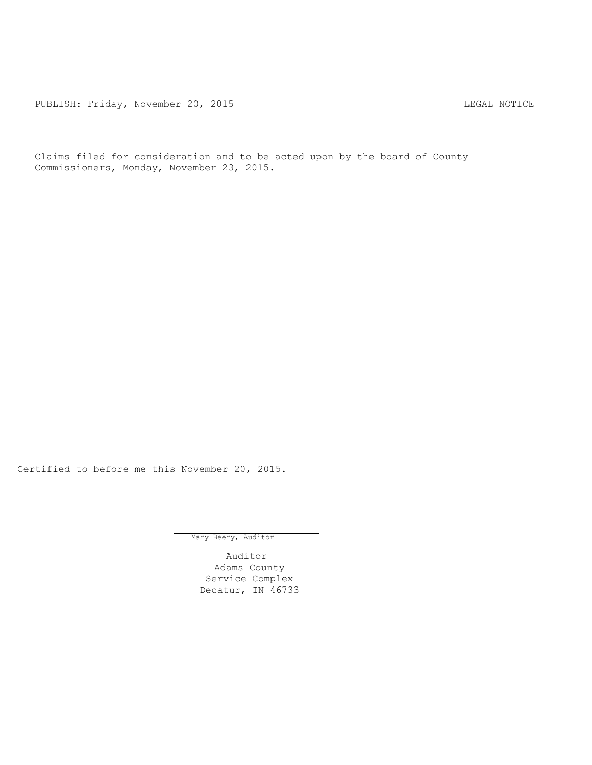PUBLISH: Friday, November 20, 2015 LEGAL NOTICE

Claims filed for consideration and to be acted upon by the board of County Commissioners, Monday, November 23, 2015.

Certified to before me this November 20, 2015.

Mary Beery, Auditor

Auditor
Adams County
Service Complex
Decatur, IN 46733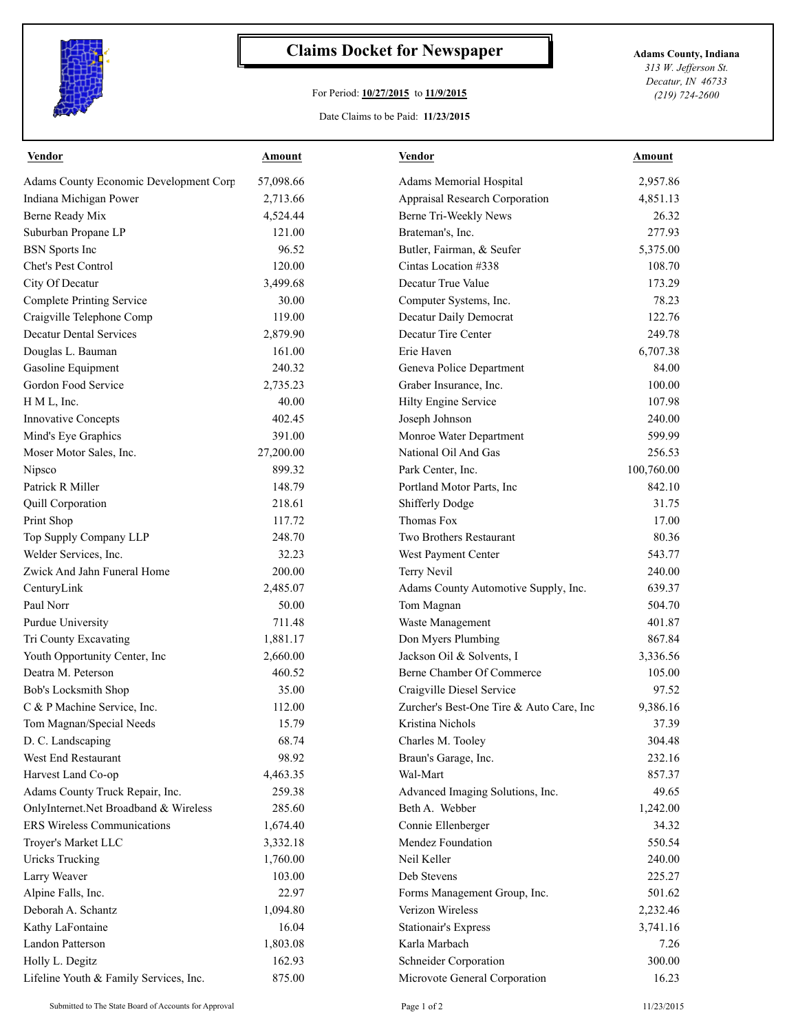# Claims Docket for Newspaper

For Period: **10/27/2015** to **11/9/2015**

Date Claims to be Paid: **11/23/2015**

**Adams County, Indiana**
*313 W. Jefferson St.*
*Decatur, IN 46733*
*(219) 724-2600*

| Vendor | Amount | Vendor | Amount |
|---|---|---|---|
| Adams County Economic Development Corp | 57,098.66 | Adams Memorial Hospital | 2,957.86 |
| Indiana Michigan Power | 2,713.66 | Appraisal Research Corporation | 4,851.13 |
| Berne Ready Mix | 4,524.44 | Berne Tri-Weekly News | 26.32 |
| Suburban Propane LP | 121.00 | Brateman's, Inc. | 277.93 |
| BSN Sports Inc | 96.52 | Butler, Fairman, & Seufer | 5,375.00 |
| Chet's Pest Control | 120.00 | Cintas Location #338 | 108.70 |
| City Of Decatur | 3,499.68 | Decatur True Value | 173.29 |
| Complete Printing Service | 30.00 | Computer Systems, Inc. | 78.23 |
| Craigville Telephone Comp | 119.00 | Decatur Daily Democrat | 122.76 |
| Decatur Dental Services | 2,879.90 | Decatur Tire Center | 249.78 |
| Douglas L. Bauman | 161.00 | Erie Haven | 6,707.38 |
| Gasoline Equipment | 240.32 | Geneva Police Department | 84.00 |
| Gordon Food Service | 2,735.23 | Graber Insurance, Inc. | 100.00 |
| H M L, Inc. | 40.00 | Hilty Engine Service | 107.98 |
| Innovative Concepts | 402.45 | Joseph Johnson | 240.00 |
| Mind's Eye Graphics | 391.00 | Monroe Water Department | 599.99 |
| Moser Motor Sales, Inc. | 27,200.00 | National Oil And Gas | 256.53 |
| Nipsco | 899.32 | Park Center, Inc. | 100,760.00 |
| Patrick R Miller | 148.79 | Portland Motor Parts, Inc | 842.10 |
| Quill Corporation | 218.61 | Shifferly Dodge | 31.75 |
| Print Shop | 117.72 | Thomas Fox | 17.00 |
| Top Supply Company LLP | 248.70 | Two Brothers Restaurant | 80.36 |
| Welder Services, Inc. | 32.23 | West Payment Center | 543.77 |
| Zwick And Jahn Funeral Home | 200.00 | Terry Nevil | 240.00 |
| CenturyLink | 2,485.07 | Adams County Automotive Supply, Inc. | 639.37 |
| Paul Norr | 50.00 | Tom Magnan | 504.70 |
| Purdue University | 711.48 | Waste Management | 401.87 |
| Tri County Excavating | 1,881.17 | Don Myers Plumbing | 867.84 |
| Youth Opportunity Center, Inc | 2,660.00 | Jackson Oil & Solvents, I | 3,336.56 |
| Deatra M. Peterson | 460.52 | Berne Chamber Of Commerce | 105.00 |
| Bob's Locksmith Shop | 35.00 | Craigville Diesel Service | 97.52 |
| C & P Machine Service, Inc. | 112.00 | Zurcher's Best-One Tire & Auto Care, Inc | 9,386.16 |
| Tom Magnan/Special Needs | 15.79 | Kristina Nichols | 37.39 |
| D. C. Landscaping | 68.74 | Charles M. Tooley | 304.48 |
| West End Restaurant | 98.92 | Braun's Garage, Inc. | 232.16 |
| Harvest Land Co-op | 4,463.35 | Wal-Mart | 857.37 |
| Adams County Truck Repair, Inc. | 259.38 | Advanced Imaging Solutions, Inc. | 49.65 |
| OnlyInternet.Net Broadband & Wireless | 285.60 | Beth A. Webber | 1,242.00 |
| ERS Wireless Communications | 1,674.40 | Connie Ellenberger | 34.32 |
| Troyer's Market LLC | 3,332.18 | Mendez Foundation | 550.54 |
| Uricks Trucking | 1,760.00 | Neil Keller | 240.00 |
| Larry Weaver | 103.00 | Deb Stevens | 225.27 |
| Alpine Falls, Inc. | 22.97 | Forms Management Group, Inc. | 501.62 |
| Deborah A. Schantz | 1,094.80 | Verizon Wireless | 2,232.46 |
| Kathy LaFontaine | 16.04 | Stationair's Express | 3,741.16 |
| Landon Patterson | 1,803.08 | Karla Marbach | 7.26 |
| Holly L. Degitz | 162.93 | Schneider Corporation | 300.00 |
| Lifeline Youth & Family Services, Inc. | 875.00 | Microvote General Corporation | 16.23 |

Submitted to The State Board of Accounts for Approval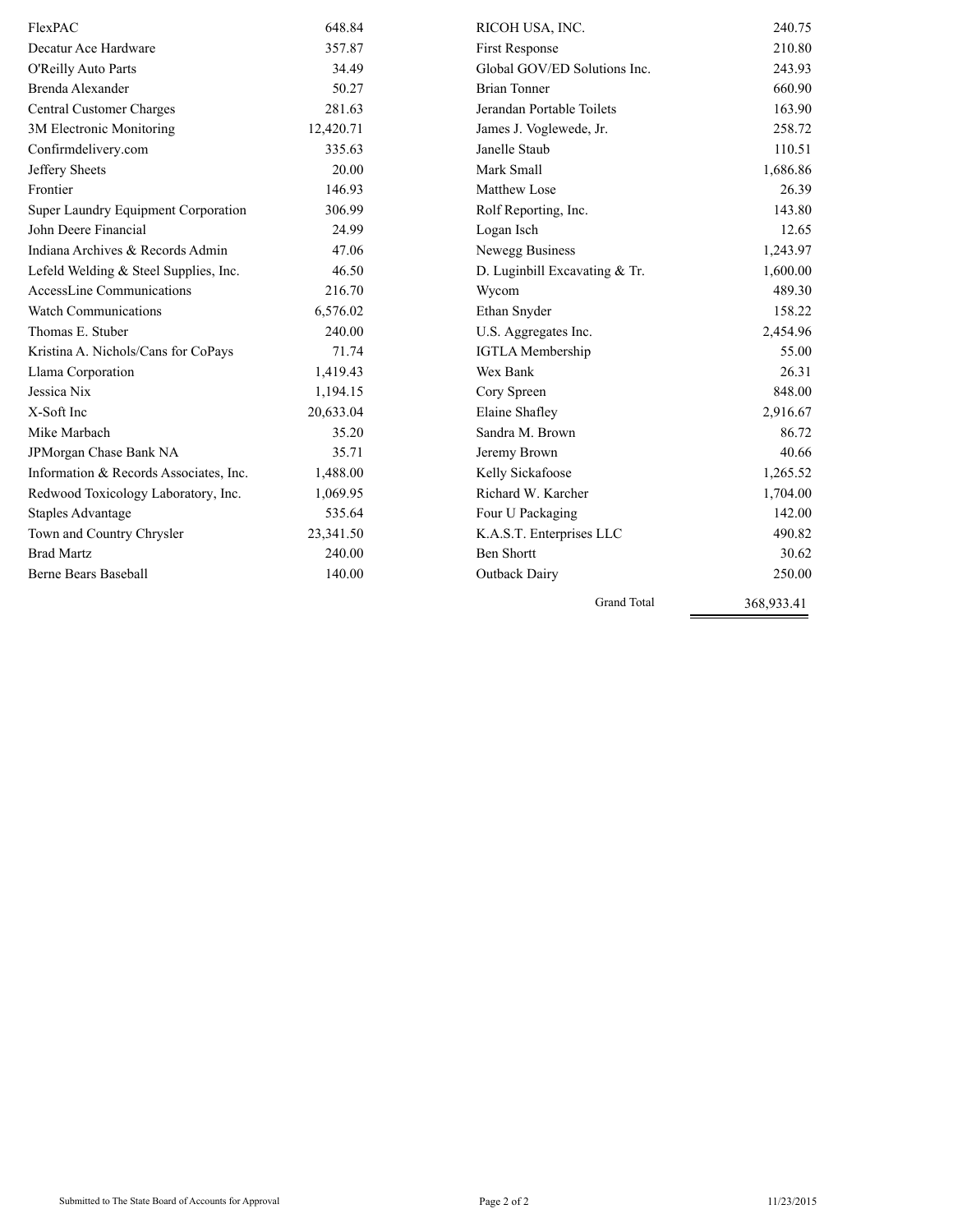| | | | |
|---|---|---|---|
| FlexPAC | 648.84 | RICOH USA, INC. | 240.75 |
| Decatur Ace Hardware | 357.87 | First Response | 210.80 |
| O'Reilly Auto Parts | 34.49 | Global GOV/ED Solutions Inc. | 243.93 |
| Brenda Alexander | 50.27 | Brian Tonner | 660.90 |
| Central Customer Charges | 281.63 | Jerandan Portable Toilets | 163.90 |
| 3M Electronic Monitoring | 12,420.71 | James J. Voglewede, Jr. | 258.72 |
| Confirmdelivery.com | 335.63 | Janelle Staub | 110.51 |
| Jeffery Sheets | 20.00 | Mark Small | 1,686.86 |
| Frontier | 146.93 | Matthew Lose | 26.39 |
| Super Laundry Equipment Corporation | 306.99 | Rolf Reporting, Inc. | 143.80 |
| John Deere Financial | 24.99 | Logan Isch | 12.65 |
| Indiana Archives & Records Admin | 47.06 | Newegg Business | 1,243.97 |
| Lefeld Welding & Steel Supplies, Inc. | 46.50 | D. Luginbill Excavating & Tr. | 1,600.00 |
| AccessLine Communications | 216.70 | Wycom | 489.30 |
| Watch Communications | 6,576.02 | Ethan Snyder | 158.22 |
| Thomas E. Stuber | 240.00 | U.S. Aggregates Inc. | 2,454.96 |
| Kristina A. Nichols/Cans for CoPays | 71.74 | IGTLA Membership | 55.00 |
| Llama Corporation | 1,419.43 | Wex Bank | 26.31 |
| Jessica Nix | 1,194.15 | Cory Spreen | 848.00 |
| X-Soft Inc | 20,633.04 | Elaine Shafley | 2,916.67 |
| Mike Marbach | 35.20 | Sandra M. Brown | 86.72 |
| JPMorgan Chase Bank NA | 35.71 | Jeremy Brown | 40.66 |
| Information & Records Associates, Inc. | 1,488.00 | Kelly Sickafoose | 1,265.52 |
| Redwood Toxicology Laboratory, Inc. | 1,069.95 | Richard W. Karcher | 1,704.00 |
| Staples Advantage | 535.64 | Four U Packaging | 142.00 |
| Town and Country Chrysler | 23,341.50 | K.A.S.T. Enterprises LLC | 490.82 |
| Brad Martz | 240.00 | Ben Shortt | 30.62 |
| Berne Bears Baseball | 140.00 | Outback Dairy | 250.00 |
| | | Grand Total | 368,933.41 |

Submitted to The State Board of Accounts for Approval

11/23/2015